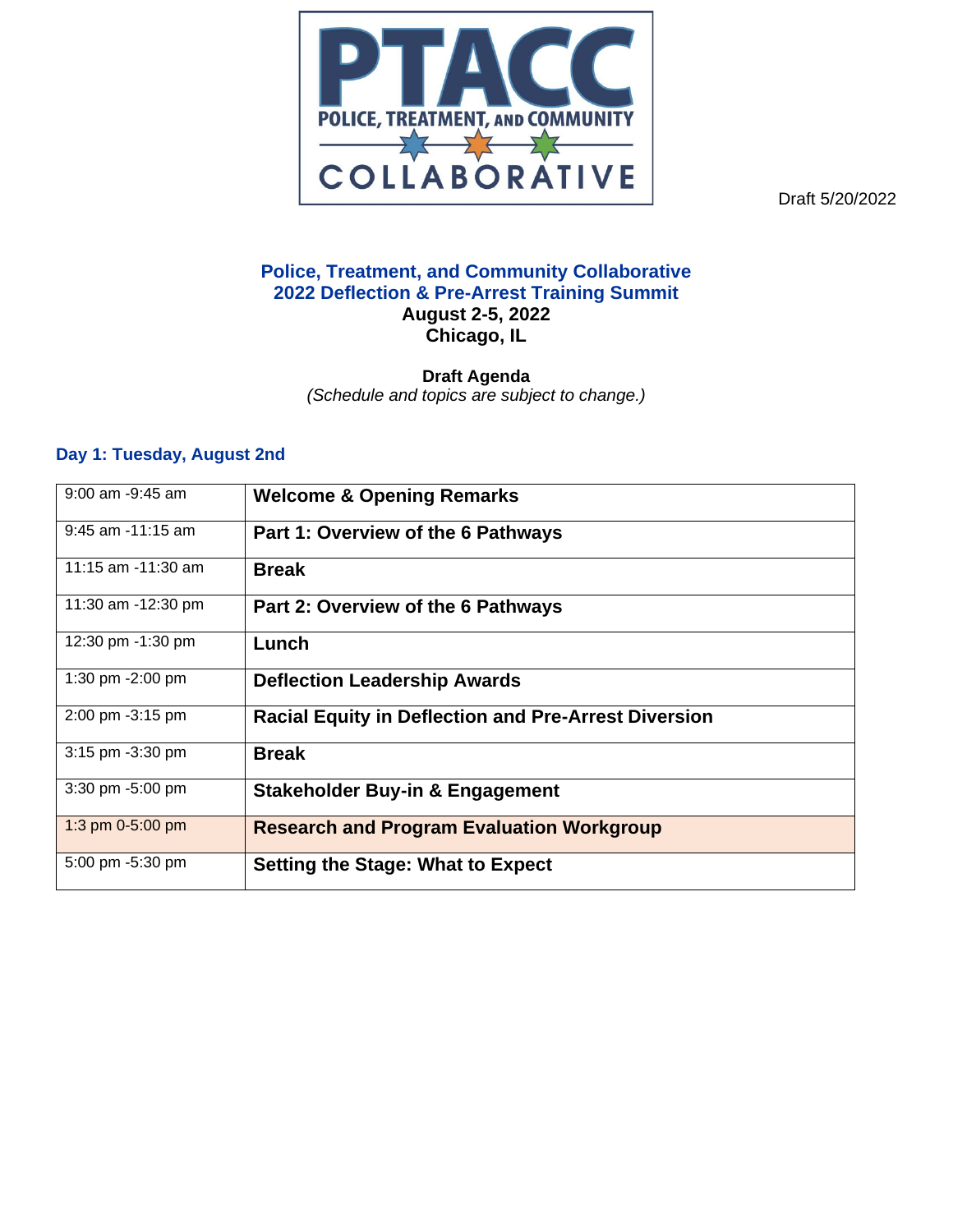PTACC
POLICE, TREATMENT, AND COMMUNITY
COLLABORATIVE

Draft 5/20/2022

**Police, Treatment, and Community Collaborative**
**2022 Deflection & Pre-Arrest Training Summit**
**August 2-5, 2022**
**Chicago, IL**

**Draft Agenda**
*(Schedule and topics are subject to change.)*

## Day 1: Tuesday, August 2nd

| | |
|---|---|
| 9:00 am -9:45 am | **Welcome & Opening Remarks** |
| 9:45 am -11:15 am | **Part 1: Overview of the 6 Pathways** |
| 11:15 am -11:30 am | **Break** |
| 11:30 am -12:30 pm | **Part 2: Overview of the 6 Pathways** |
| 12:30 pm -1:30 pm | **Lunch** |
| 1:30 pm -2:00 pm | **Deflection Leadership Awards** |
| 2:00 pm -3:15 pm | **Racial Equity in Deflection and Pre-Arrest Diversion** |
| 3:15 pm -3:30 pm | **Break** |
| 3:30 pm -5:00 pm | **Stakeholder Buy-in & Engagement** |
| 1:3 pm 0-5:00 pm | **Research and Program Evaluation Workgroup** |
| 5:00 pm -5:30 pm | **Setting the Stage: What to Expect** |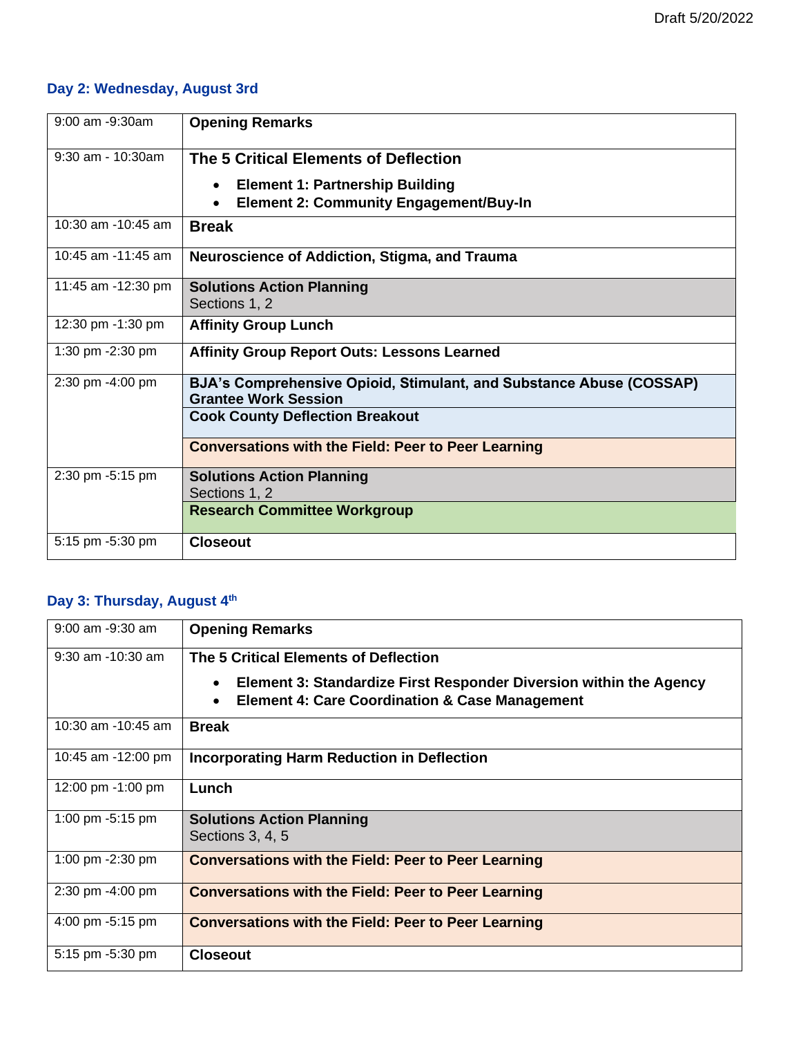Draft 5/20/2022

### Day 2: Wednesday, August 3rd

| Time | Session |
|---|---|
| 9:00 am -9:30am | **Opening Remarks** |
| 9:30 am - 10:30am | **The 5 Critical Elements of Deflection**<br>• **Element 1: Partnership Building**<br>• **Element 2: Community Engagement/Buy-In** |
| 10:30 am -10:45 am | **Break** |
| 10:45 am -11:45 am | **Neuroscience of Addiction, Stigma, and Trauma** |
| 11:45 am -12:30 pm | **Solutions Action Planning**<br>Sections 1, 2 |
| 12:30 pm -1:30 pm | **Affinity Group Lunch** |
| 1:30 pm -2:30 pm | **Affinity Group Report Outs: Lessons Learned** |
| 2:30 pm -4:00 pm | **BJA's Comprehensive Opioid, Stimulant, and Substance Abuse (COSSAP) Grantee Work Session**<br>**Cook County Deflection Breakout**<br>**Conversations with the Field: Peer to Peer Learning** |
| 2:30 pm -5:15 pm | **Solutions Action Planning**<br>Sections 1, 2<br>**Research Committee Workgroup** |
| 5:15 pm -5:30 pm | **Closeout** |

### Day 3: Thursday, August 4th

| Time | Session |
|---|---|
| 9:00 am -9:30 am | **Opening Remarks** |
| 9:30 am -10:30 am | **The 5 Critical Elements of Deflection**<br>• **Element 3: Standardize First Responder Diversion within the Agency**<br>• **Element 4: Care Coordination & Case Management** |
| 10:30 am -10:45 am | **Break** |
| 10:45 am -12:00 pm | **Incorporating Harm Reduction in Deflection** |
| 12:00 pm -1:00 pm | **Lunch** |
| 1:00 pm -5:15 pm | **Solutions Action Planning**<br>Sections 3, 4, 5 |
| 1:00 pm -2:30 pm | **Conversations with the Field: Peer to Peer Learning** |
| 2:30 pm -4:00 pm | **Conversations with the Field: Peer to Peer Learning** |
| 4:00 pm -5:15 pm | **Conversations with the Field: Peer to Peer Learning** |
| 5:15 pm -5:30 pm | **Closeout** |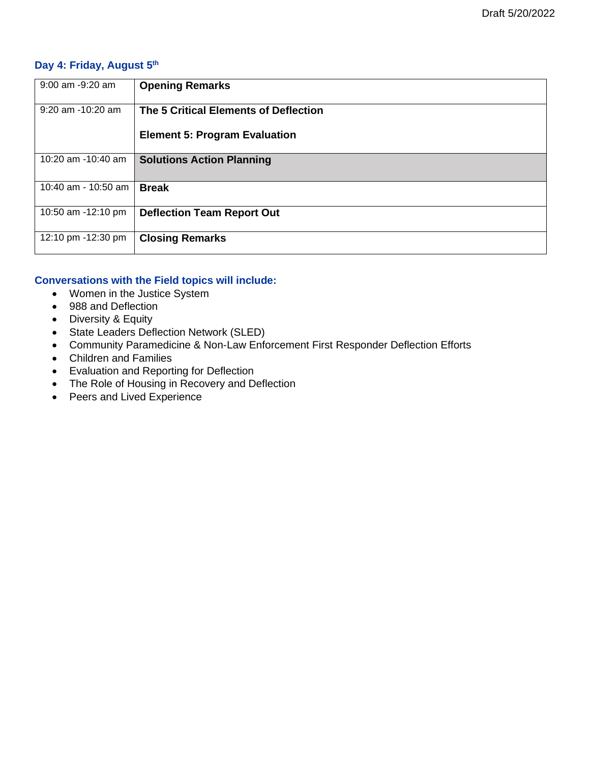### Day 4: Friday, August 5th

| | |
|---|---|
| 9:00 am -9:20 am | **Opening Remarks** |
| 9:20 am -10:20 am | **The 5 Critical Elements of Deflection**<br><br>**Element 5: Program Evaluation** |
| 10:20 am -10:40 am | **Solutions Action Planning** |
| 10:40 am - 10:50 am | **Break** |
| 10:50 am -12:10 pm | **Deflection Team Report Out** |
| 12:10 pm -12:30 pm | **Closing Remarks** |

### Conversations with the Field topics will include:

- Women in the Justice System
- 988 and Deflection
- Diversity & Equity
- State Leaders Deflection Network (SLED)
- Community Paramedicine & Non-Law Enforcement First Responder Deflection Efforts
- Children and Families
- Evaluation and Reporting for Deflection
- The Role of Housing in Recovery and Deflection
- Peers and Lived Experience